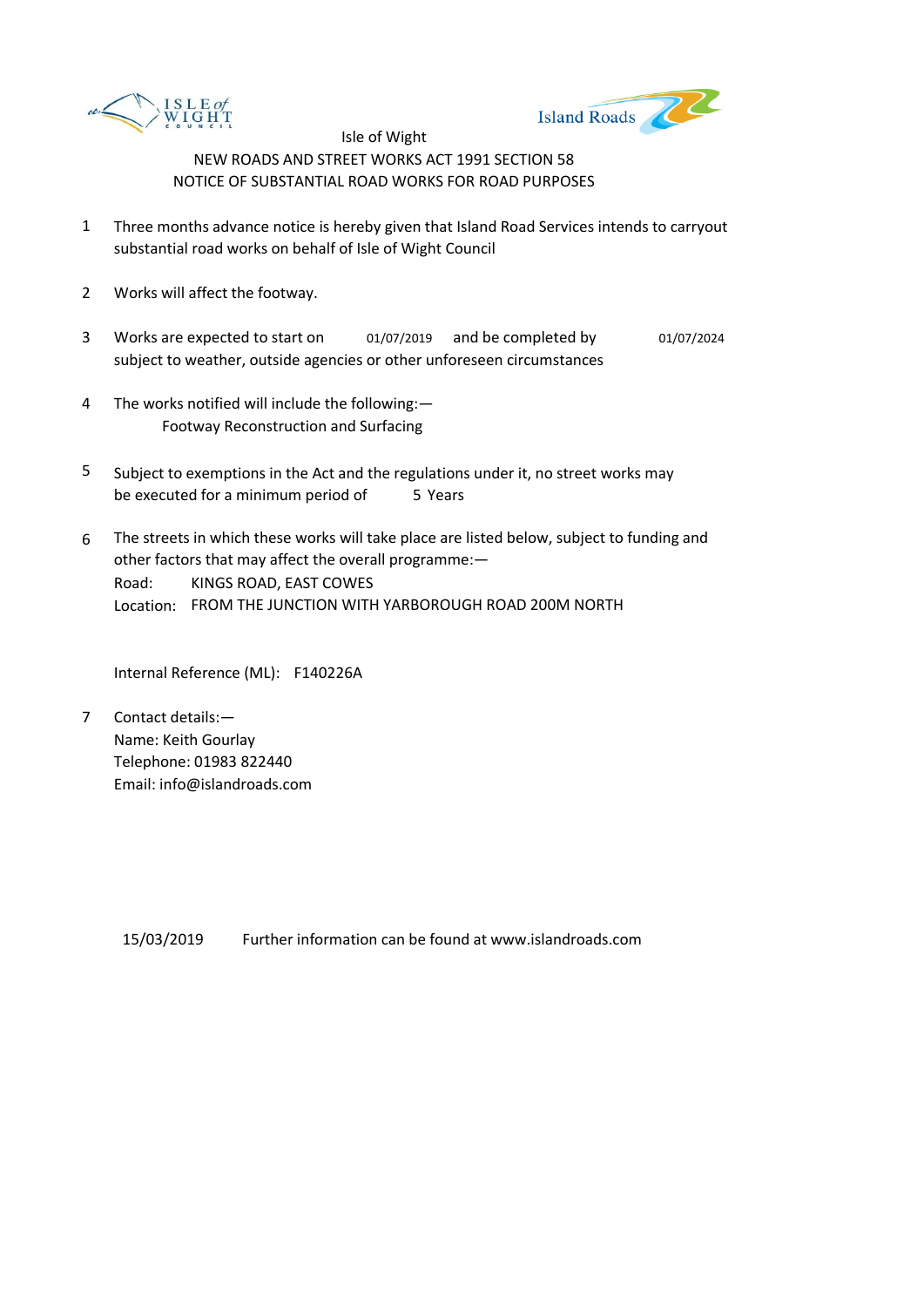Isle of Wight

NEW ROADS AND STREET WORKS ACT 1991 SECTION 58

NOTICE OF SUBSTANTIAL ROAD WORKS FOR ROAD PURPOSES

1. Three months advance notice is hereby given that Island Road Services intends to carryout substantial road works on behalf of Isle of Wight Council

2. Works will affect the footway.

3. Works are expected to start on 01/07/2019 and be completed by 01/07/2024 subject to weather, outside agencies or other unforeseen circumstances

4. The works notified will include the following:—
   Footway Reconstruction and Surfacing

5. Subject to exemptions in the Act and the regulations under it, no street works may be executed for a minimum period of 5 Years

6. The streets in which these works will take place are listed below, subject to funding and other factors that may affect the overall programme:—
   Road: KINGS ROAD, EAST COWES
   Location: FROM THE JUNCTION WITH YARBOROUGH ROAD 200M NORTH

   Internal Reference (ML): F140226A

7. Contact details:—
   Name: Keith Gourlay
   Telephone: 01983 822440
   Email: info@islandroads.com

15/03/2019 Further information can be found at www.islandroads.com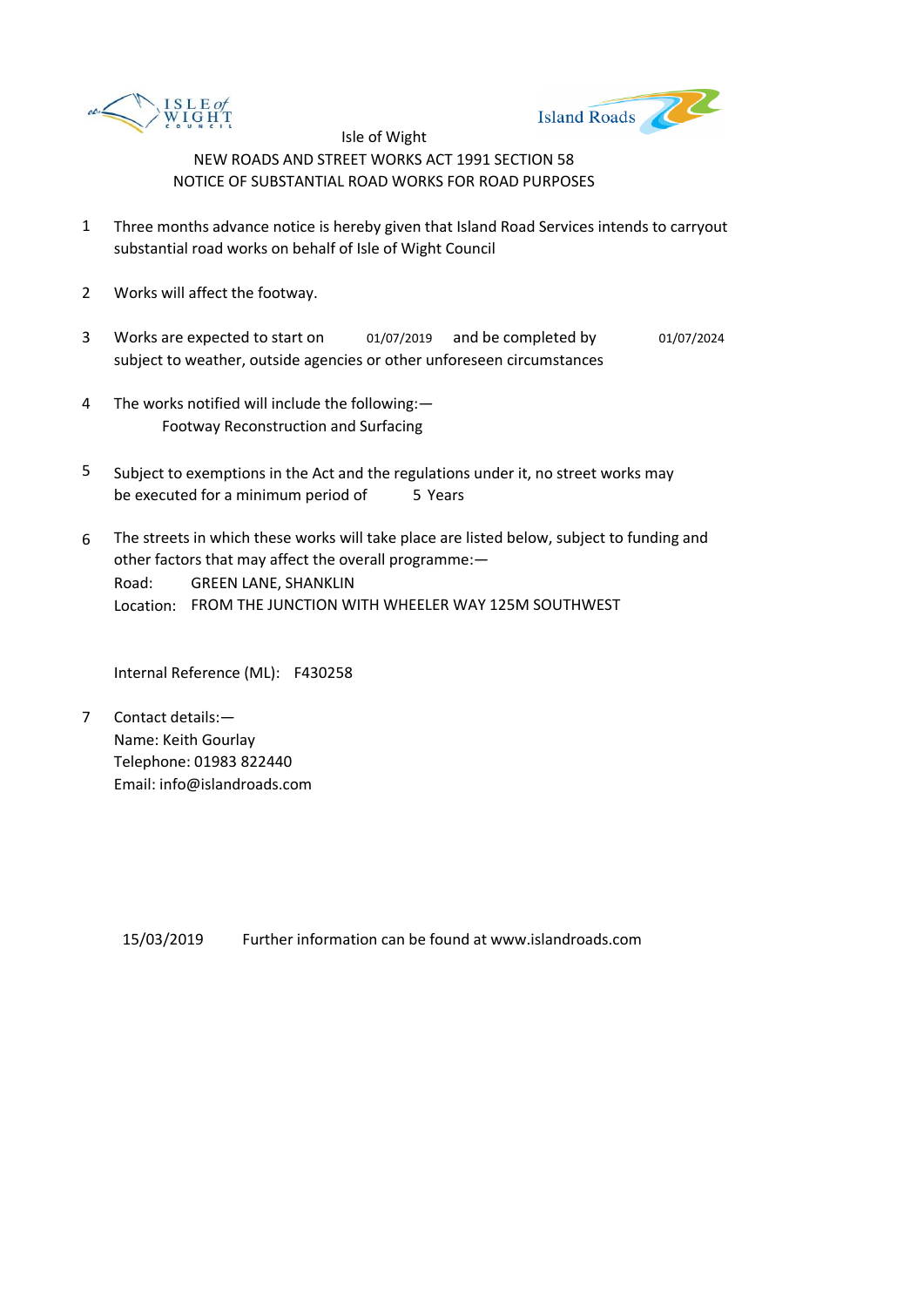ISLE of WIGHT COUNCIL

Island Roads

Isle of Wight

NEW ROADS AND STREET WORKS ACT 1991 SECTION 58

NOTICE OF SUBSTANTIAL ROAD WORKS FOR ROAD PURPOSES

1. Three months advance notice is hereby given that Island Road Services intends to carryout substantial road works on behalf of Isle of Wight Council

2. Works will affect the footway.

3. Works are expected to start on 01/07/2019 and be completed by 01/07/2024 subject to weather, outside agencies or other unforeseen circumstances

4. The works notified will include the following:—
   Footway Reconstruction and Surfacing

5. Subject to exemptions in the Act and the regulations under it, no street works may be executed for a minimum period of 5 Years

6. The streets in which these works will take place are listed below, subject to funding and other factors that may affect the overall programme:—
   Road: GREEN LANE, SHANKLIN
   Location: FROM THE JUNCTION WITH WHEELER WAY 125M SOUTHWEST

   Internal Reference (ML): F430258

7. Contact details:—
   Name: Keith Gourlay
   Telephone: 01983 822440
   Email: info@islandroads.com

15/03/2019 Further information can be found at www.islandroads.com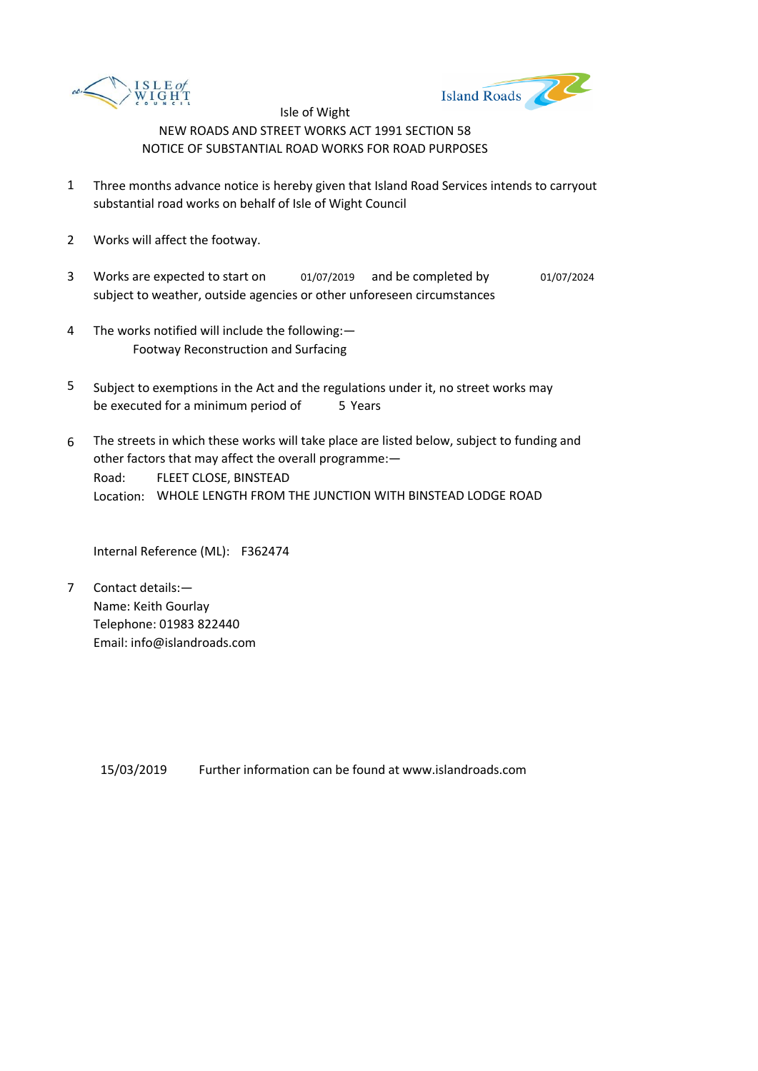Isle of Wight

NEW ROADS AND STREET WORKS ACT 1991 SECTION 58

NOTICE OF SUBSTANTIAL ROAD WORKS FOR ROAD PURPOSES

1. Three months advance notice is hereby given that Island Road Services intends to carryout substantial road works on behalf of Isle of Wight Council

2. Works will affect the footway.

3. Works are expected to start on 01/07/2019 and be completed by 01/07/2024 subject to weather, outside agencies or other unforeseen circumstances

4. The works notified will include the following:—
   Footway Reconstruction and Surfacing

5. Subject to exemptions in the Act and the regulations under it, no street works may be executed for a minimum period of 5 Years

6. The streets in which these works will take place are listed below, subject to funding and other factors that may affect the overall programme:—
   Road: FLEET CLOSE, BINSTEAD
   Location: WHOLE LENGTH FROM THE JUNCTION WITH BINSTEAD LODGE ROAD

   Internal Reference (ML): F362474

7. Contact details:—
   Name: Keith Gourlay
   Telephone: 01983 822440
   Email: info@islandroads.com

15/03/2019 Further information can be found at www.islandroads.com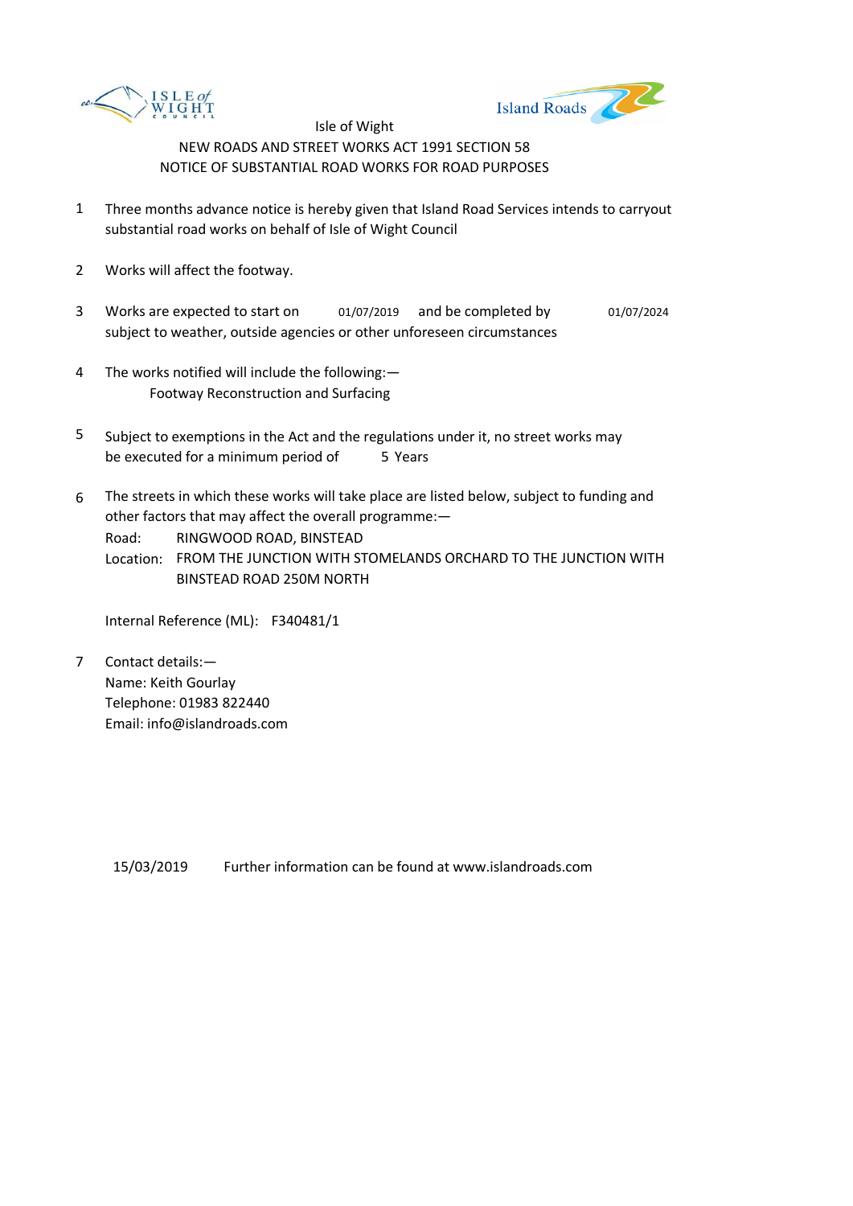Isle of Wight

NEW ROADS AND STREET WORKS ACT 1991 SECTION 58

NOTICE OF SUBSTANTIAL ROAD WORKS FOR ROAD PURPOSES

1. Three months advance notice is hereby given that Island Road Services intends to carryout substantial road works on behalf of Isle of Wight Council

2. Works will affect the footway.

3. Works are expected to start on 01/07/2019 and be completed by 01/07/2024 subject to weather, outside agencies or other unforeseen circumstances

4. The works notified will include the following:—
   Footway Reconstruction and Surfacing

5. Subject to exemptions in the Act and the regulations under it, no street works may be executed for a minimum period of 5 Years

6. The streets in which these works will take place are listed below, subject to funding and other factors that may affect the overall programme:—
   Road: RINGWOOD ROAD, BINSTEAD
   Location: FROM THE JUNCTION WITH STOMELANDS ORCHARD TO THE JUNCTION WITH BINSTEAD ROAD 250M NORTH

   Internal Reference (ML): F340481/1

7. Contact details:—
   Name: Keith Gourlay
   Telephone: 01983 822440
   Email: info@islandroads.com

15/03/2019 Further information can be found at www.islandroads.com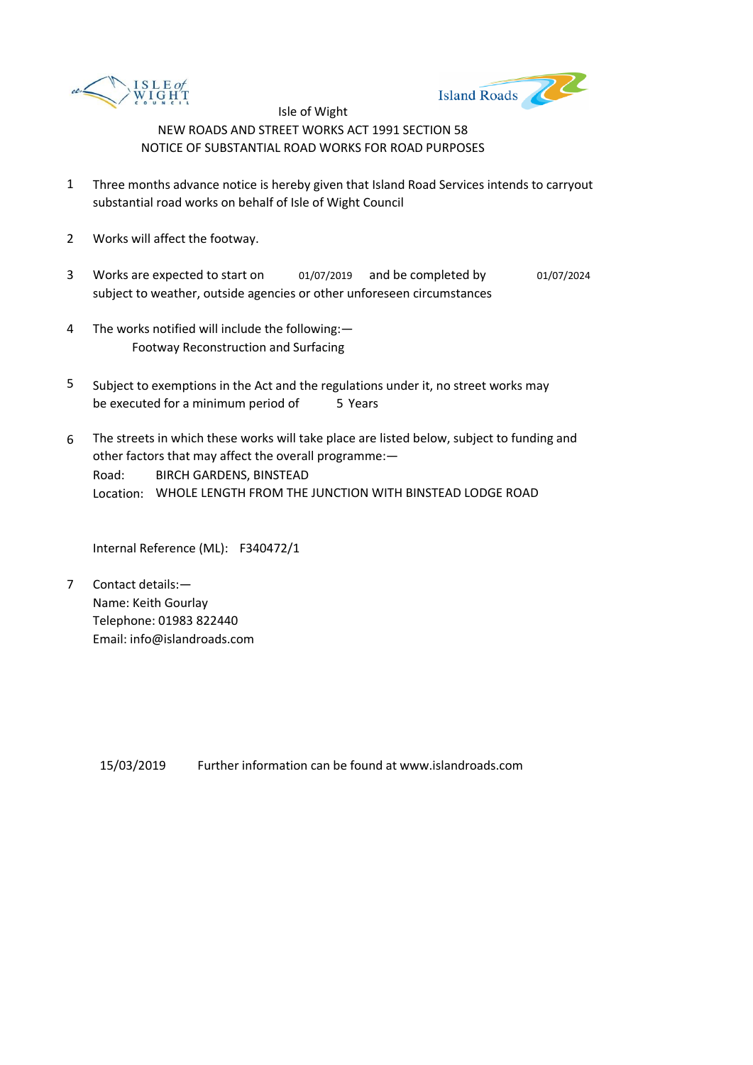Isle of Wight

NEW ROADS AND STREET WORKS ACT 1991 SECTION 58

NOTICE OF SUBSTANTIAL ROAD WORKS FOR ROAD PURPOSES

1. Three months advance notice is hereby given that Island Road Services intends to carryout substantial road works on behalf of Isle of Wight Council

2. Works will affect the footway.

3. Works are expected to start on 01/07/2019 and be completed by 01/07/2024 subject to weather, outside agencies or other unforeseen circumstances

4. The works notified will include the following:—
   Footway Reconstruction and Surfacing

5. Subject to exemptions in the Act and the regulations under it, no street works may be executed for a minimum period of 5 Years

6. The streets in which these works will take place are listed below, subject to funding and other factors that may affect the overall programme:—
   Road: BIRCH GARDENS, BINSTEAD
   Location: WHOLE LENGTH FROM THE JUNCTION WITH BINSTEAD LODGE ROAD

   Internal Reference (ML): F340472/1

7. Contact details:—
   Name: Keith Gourlay
   Telephone: 01983 822440
   Email: info@islandroads.com

15/03/2019 Further information can be found at www.islandroads.com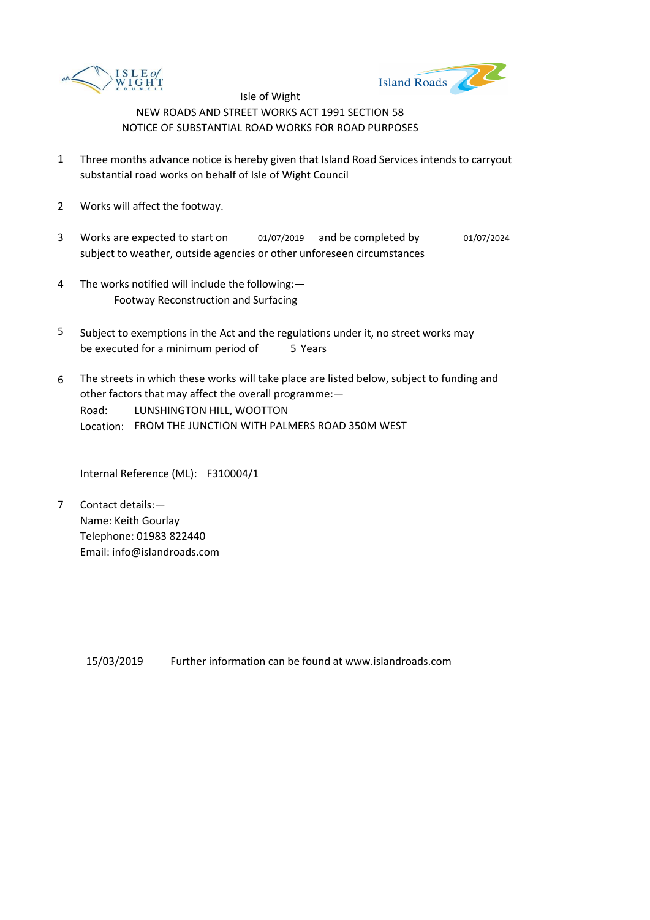Isle of Wight

NEW ROADS AND STREET WORKS ACT 1991 SECTION 58

NOTICE OF SUBSTANTIAL ROAD WORKS FOR ROAD PURPOSES

1. Three months advance notice is hereby given that Island Road Services intends to carryout substantial road works on behalf of Isle of Wight Council

2. Works will affect the footway.

3. Works are expected to start on 01/07/2019 and be completed by 01/07/2024 subject to weather, outside agencies or other unforeseen circumstances

4. The works notified will include the following:—
   Footway Reconstruction and Surfacing

5. Subject to exemptions in the Act and the regulations under it, no street works may be executed for a minimum period of 5 Years

6. The streets in which these works will take place are listed below, subject to funding and other factors that may affect the overall programme:—
   Road: LUNSHINGTON HILL, WOOTTON
   Location: FROM THE JUNCTION WITH PALMERS ROAD 350M WEST

   Internal Reference (ML): F310004/1

7. Contact details:—
   Name: Keith Gourlay
   Telephone: 01983 822440
   Email: info@islandroads.com

15/03/2019 Further information can be found at www.islandroads.com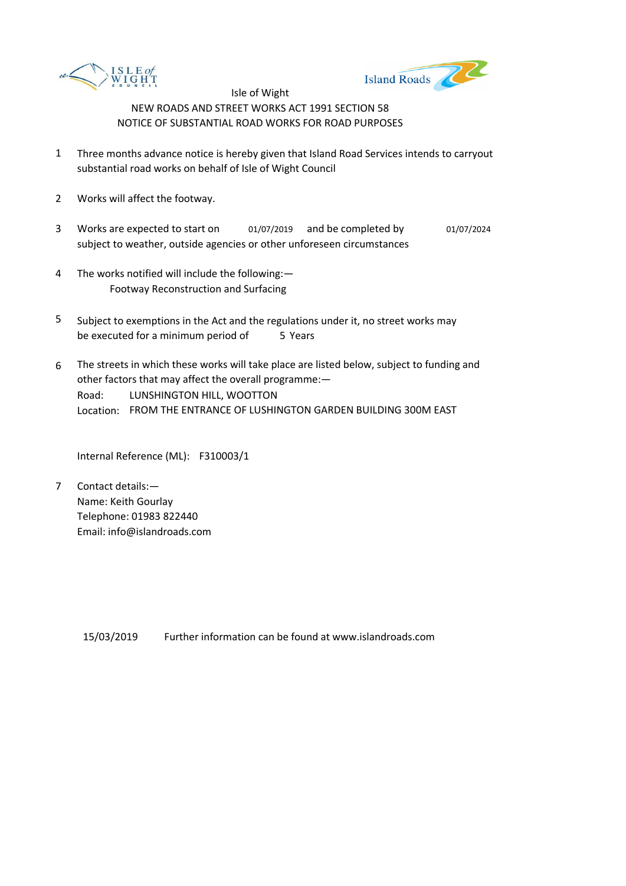Isle of Wight

NEW ROADS AND STREET WORKS ACT 1991 SECTION 58

NOTICE OF SUBSTANTIAL ROAD WORKS FOR ROAD PURPOSES

1. Three months advance notice is hereby given that Island Road Services intends to carryout substantial road works on behalf of Isle of Wight Council

2. Works will affect the footway.

3. Works are expected to start on 01/07/2019 and be completed by 01/07/2024 subject to weather, outside agencies or other unforeseen circumstances

4. The works notified will include the following:—
   Footway Reconstruction and Surfacing

5. Subject to exemptions in the Act and the regulations under it, no street works may be executed for a minimum period of 5 Years

6. The streets in which these works will take place are listed below, subject to funding and other factors that may affect the overall programme:—
   Road: LUNSHINGTON HILL, WOOTTON
   Location: FROM THE ENTRANCE OF LUSHINGTON GARDEN BUILDING 300M EAST

   Internal Reference (ML): F310003/1

7. Contact details:—
   Name: Keith Gourlay
   Telephone: 01983 822440
   Email: info@islandroads.com

15/03/2019 Further information can be found at www.islandroads.com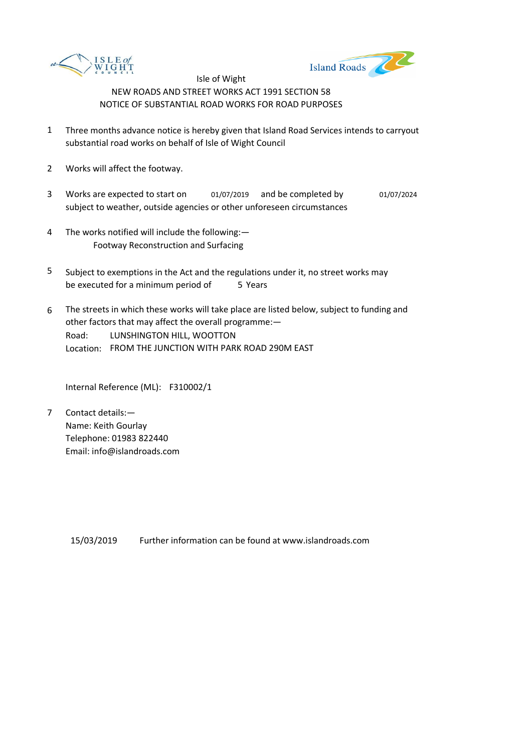Isle of Wight

NEW ROADS AND STREET WORKS ACT 1991 SECTION 58

NOTICE OF SUBSTANTIAL ROAD WORKS FOR ROAD PURPOSES

1. Three months advance notice is hereby given that Island Road Services intends to carryout substantial road works on behalf of Isle of Wight Council

2. Works will affect the footway.

3. Works are expected to start on 01/07/2019 and be completed by 01/07/2024 subject to weather, outside agencies or other unforeseen circumstances

4. The works notified will include the following:—
   Footway Reconstruction and Surfacing

5. Subject to exemptions in the Act and the regulations under it, no street works may be executed for a minimum period of 5 Years

6. The streets in which these works will take place are listed below, subject to funding and other factors that may affect the overall programme:—
   Road: LUNSHINGTON HILL, WOOTTON
   Location: FROM THE JUNCTION WITH PARK ROAD 290M EAST

   Internal Reference (ML): F310002/1

7. Contact details:—
   Name: Keith Gourlay
   Telephone: 01983 822440
   Email: info@islandroads.com

15/03/2019 Further information can be found at www.islandroads.com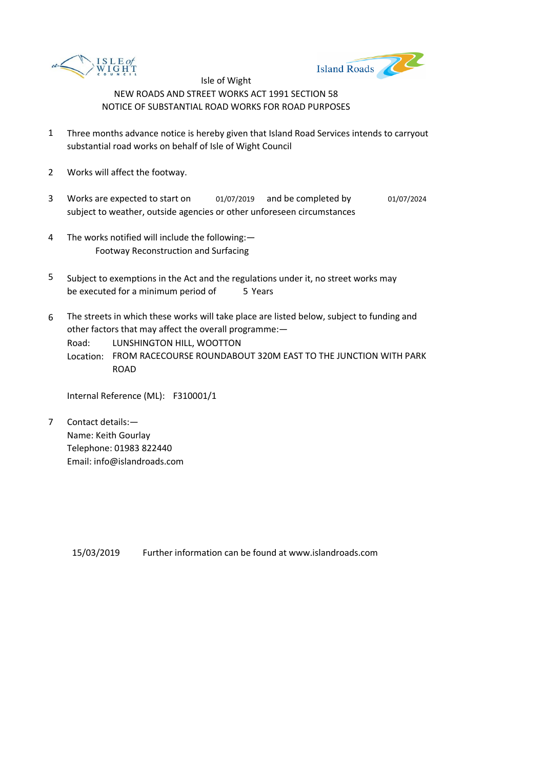Isle of Wight

NEW ROADS AND STREET WORKS ACT 1991 SECTION 58

NOTICE OF SUBSTANTIAL ROAD WORKS FOR ROAD PURPOSES

1. Three months advance notice is hereby given that Island Road Services intends to carryout substantial road works on behalf of Isle of Wight Council

2. Works will affect the footway.

3. Works are expected to start on 01/07/2019 and be completed by 01/07/2024 subject to weather, outside agencies or other unforeseen circumstances

4. The works notified will include the following:—
   Footway Reconstruction and Surfacing

5. Subject to exemptions in the Act and the regulations under it, no street works may be executed for a minimum period of 5 Years

6. The streets in which these works will take place are listed below, subject to funding and other factors that may affect the overall programme:—
   Road: LUNSHINGTON HILL, WOOTTON
   Location: FROM RACECOURSE ROUNDABOUT 320M EAST TO THE JUNCTION WITH PARK ROAD

   Internal Reference (ML): F310001/1

7. Contact details:—
   Name: Keith Gourlay
   Telephone: 01983 822440
   Email: info@islandroads.com

15/03/2019 Further information can be found at www.islandroads.com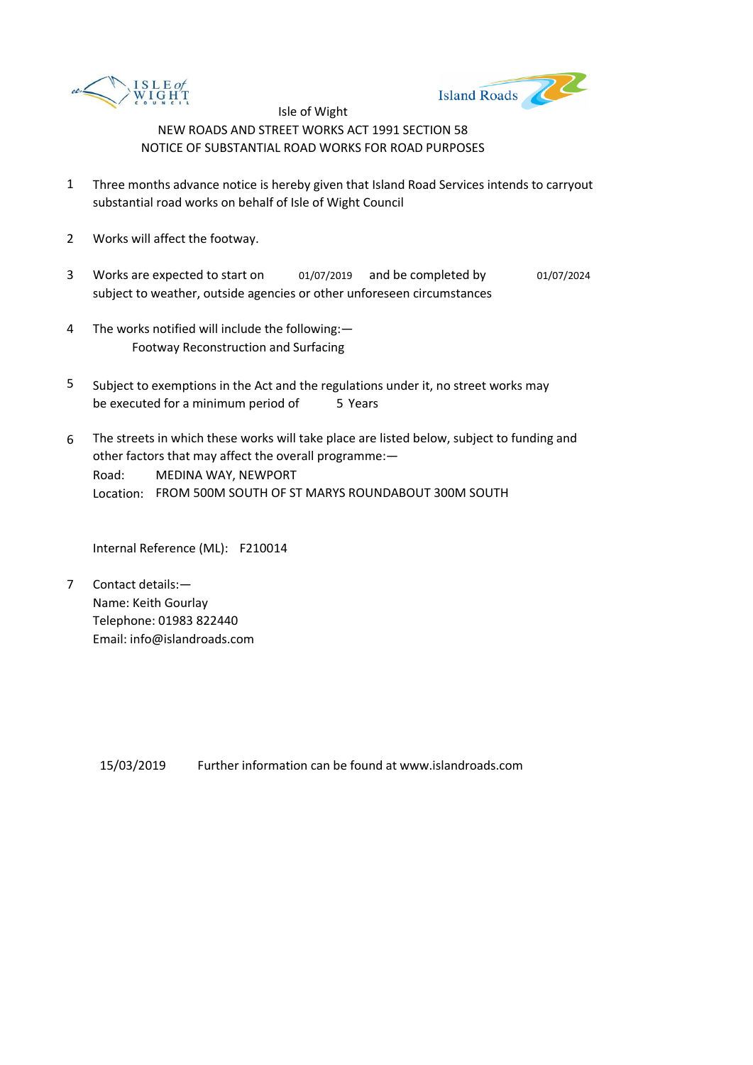Isle of Wight

NEW ROADS AND STREET WORKS ACT 1991 SECTION 58

NOTICE OF SUBSTANTIAL ROAD WORKS FOR ROAD PURPOSES

1. Three months advance notice is hereby given that Island Road Services intends to carryout substantial road works on behalf of Isle of Wight Council

2. Works will affect the footway.

3. Works are expected to start on 01/07/2019 and be completed by 01/07/2024 subject to weather, outside agencies or other unforeseen circumstances

4. The works notified will include the following:—
   Footway Reconstruction and Surfacing

5. Subject to exemptions in the Act and the regulations under it, no street works may be executed for a minimum period of 5 Years

6. The streets in which these works will take place are listed below, subject to funding and other factors that may affect the overall programme:—
   Road: MEDINA WAY, NEWPORT
   Location: FROM 500M SOUTH OF ST MARYS ROUNDABOUT 300M SOUTH

   Internal Reference (ML): F210014

7. Contact details:—
   Name: Keith Gourlay
   Telephone: 01983 822440
   Email: info@islandroads.com

15/03/2019 Further information can be found at www.islandroads.com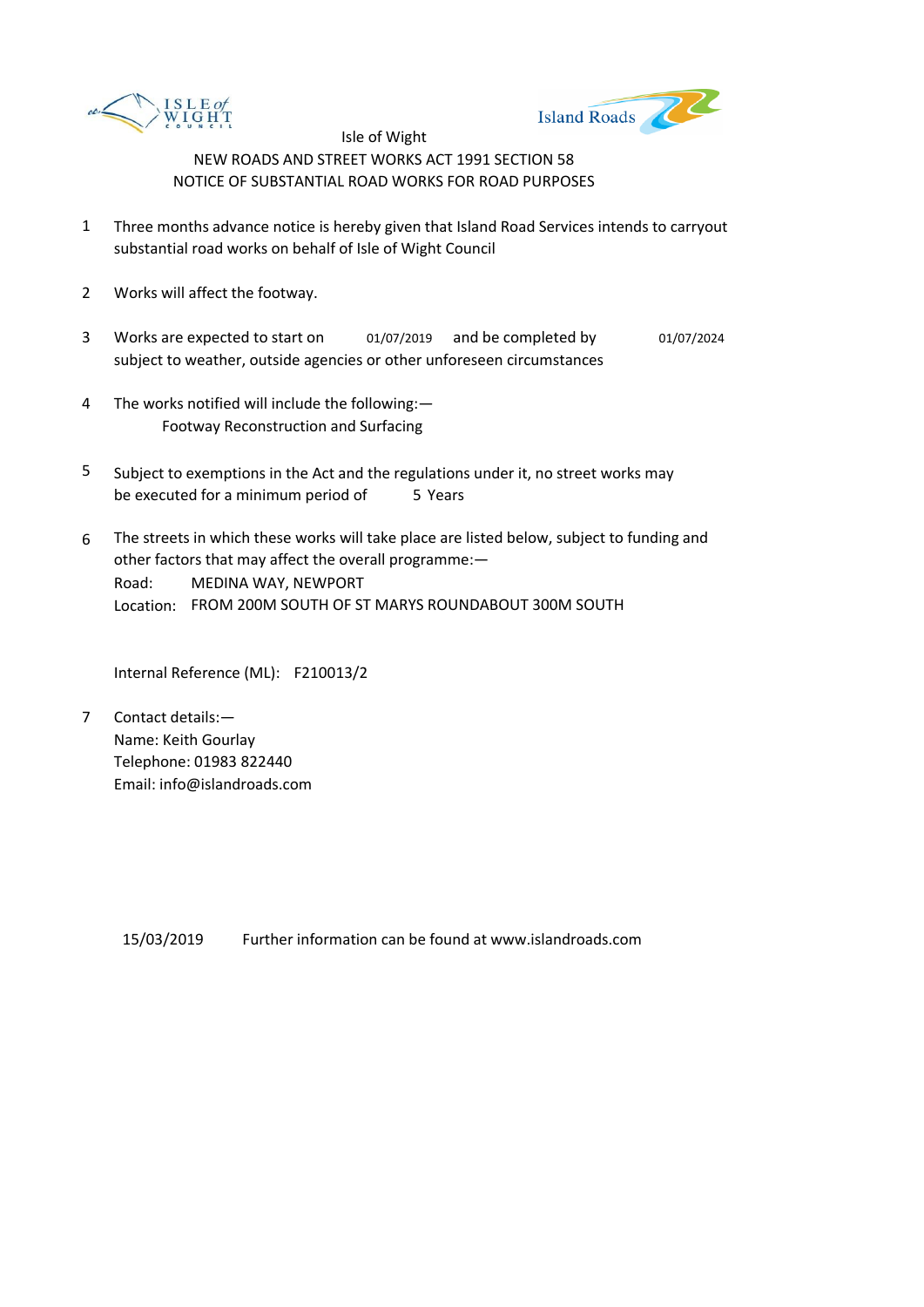Isle of Wight

NEW ROADS AND STREET WORKS ACT 1991 SECTION 58

NOTICE OF SUBSTANTIAL ROAD WORKS FOR ROAD PURPOSES

1. Three months advance notice is hereby given that Island Road Services intends to carryout substantial road works on behalf of Isle of Wight Council

2. Works will affect the footway.

3. Works are expected to start on 01/07/2019 and be completed by 01/07/2024 subject to weather, outside agencies or other unforeseen circumstances

4. The works notified will include the following:—
   Footway Reconstruction and Surfacing

5. Subject to exemptions in the Act and the regulations under it, no street works may be executed for a minimum period of 5 Years

6. The streets in which these works will take place are listed below, subject to funding and other factors that may affect the overall programme:—
   Road: MEDINA WAY, NEWPORT
   Location: FROM 200M SOUTH OF ST MARYS ROUNDABOUT 300M SOUTH

   Internal Reference (ML): F210013/2

7. Contact details:—
   Name: Keith Gourlay
   Telephone: 01983 822440
   Email: info@islandroads.com

15/03/2019 Further information can be found at www.islandroads.com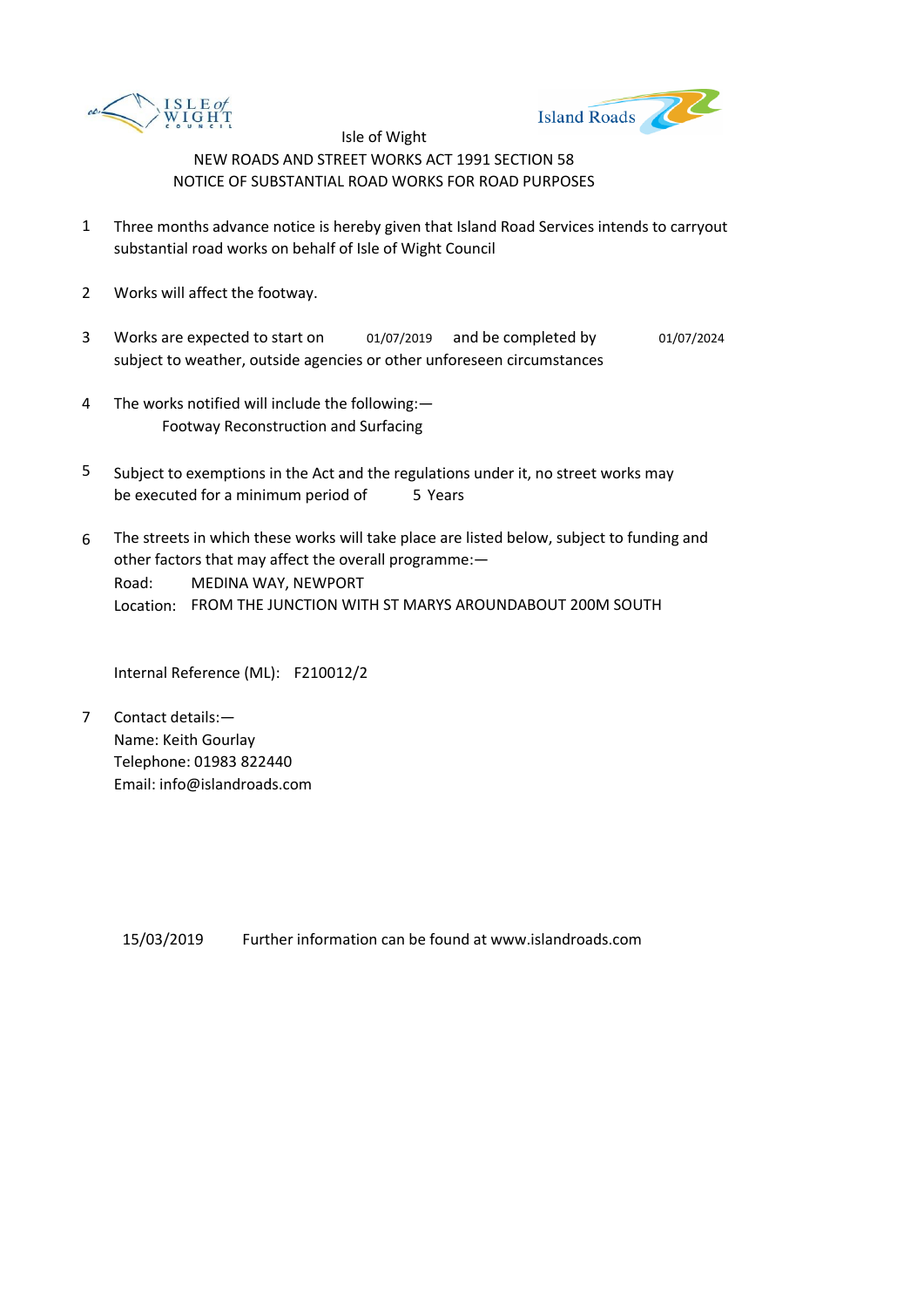Isle of Wight

NEW ROADS AND STREET WORKS ACT 1991 SECTION 58

NOTICE OF SUBSTANTIAL ROAD WORKS FOR ROAD PURPOSES

1. Three months advance notice is hereby given that Island Road Services intends to carryout substantial road works on behalf of Isle of Wight Council

2. Works will affect the footway.

3. Works are expected to start on 01/07/2019 and be completed by 01/07/2024 subject to weather, outside agencies or other unforeseen circumstances

4. The works notified will include the following:—
   Footway Reconstruction and Surfacing

5. Subject to exemptions in the Act and the regulations under it, no street works may be executed for a minimum period of 5 Years

6. The streets in which these works will take place are listed below, subject to funding and other factors that may affect the overall programme:—
   Road: MEDINA WAY, NEWPORT
   Location: FROM THE JUNCTION WITH ST MARYS AROUNDABOUT 200M SOUTH

   Internal Reference (ML): F210012/2

7. Contact details:—
   Name: Keith Gourlay
   Telephone: 01983 822440
   Email: info@islandroads.com

15/03/2019 Further information can be found at www.islandroads.com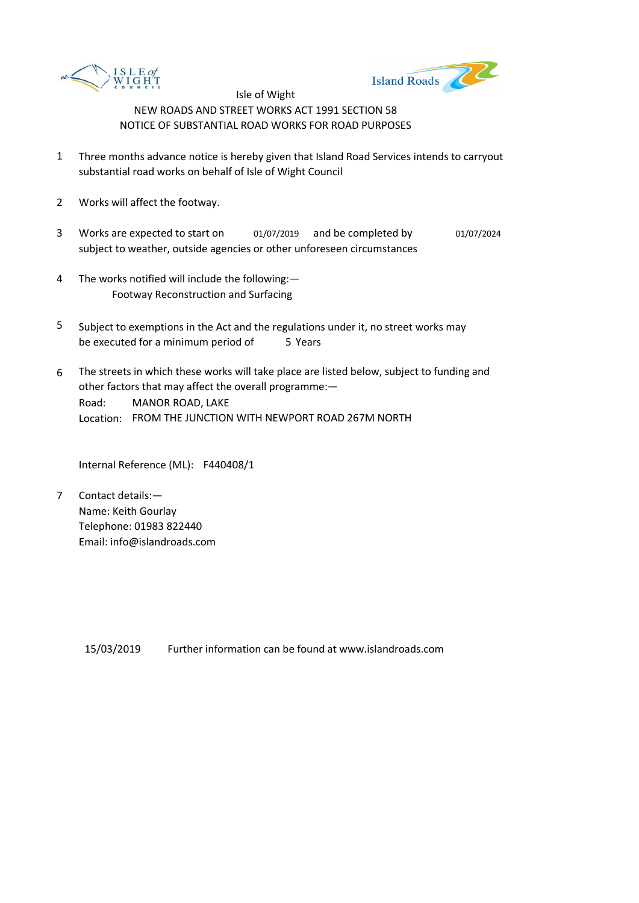Isle of Wight

NEW ROADS AND STREET WORKS ACT 1991 SECTION 58

NOTICE OF SUBSTANTIAL ROAD WORKS FOR ROAD PURPOSES

1. Three months advance notice is hereby given that Island Road Services intends to carryout substantial road works on behalf of Isle of Wight Council

2. Works will affect the footway.

3. Works are expected to start on 01/07/2019 and be completed by 01/07/2024 subject to weather, outside agencies or other unforeseen circumstances

4. The works notified will include the following:—
   Footway Reconstruction and Surfacing

5. Subject to exemptions in the Act and the regulations under it, no street works may be executed for a minimum period of 5 Years

6. The streets in which these works will take place are listed below, subject to funding and other factors that may affect the overall programme:—
   Road: MANOR ROAD, LAKE
   Location: FROM THE JUNCTION WITH NEWPORT ROAD 267M NORTH

   Internal Reference (ML): F440408/1

7. Contact details:—
   Name: Keith Gourlay
   Telephone: 01983 822440
   Email: info@islandroads.com

15/03/2019 Further information can be found at www.islandroads.com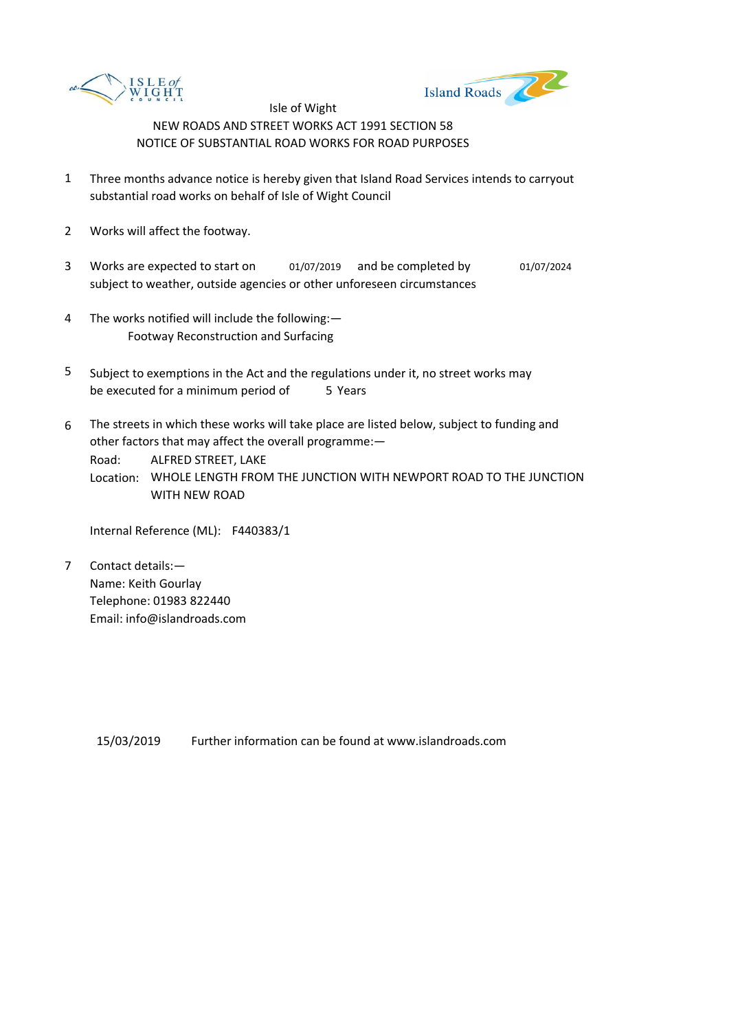Isle of Wight

NEW ROADS AND STREET WORKS ACT 1991 SECTION 58

NOTICE OF SUBSTANTIAL ROAD WORKS FOR ROAD PURPOSES

1. Three months advance notice is hereby given that Island Road Services intends to carryout substantial road works on behalf of Isle of Wight Council

2. Works will affect the footway.

3. Works are expected to start on 01/07/2019 and be completed by 01/07/2024 subject to weather, outside agencies or other unforeseen circumstances

4. The works notified will include the following:—
   Footway Reconstruction and Surfacing

5. Subject to exemptions in the Act and the regulations under it, no street works may be executed for a minimum period of 5 Years

6. The streets in which these works will take place are listed below, subject to funding and other factors that may affect the overall programme:—
   Road: ALFRED STREET, LAKE
   Location: WHOLE LENGTH FROM THE JUNCTION WITH NEWPORT ROAD TO THE JUNCTION WITH NEW ROAD

   Internal Reference (ML): F440383/1

7. Contact details:—
   Name: Keith Gourlay
   Telephone: 01983 822440
   Email: info@islandroads.com

15/03/2019 Further information can be found at www.islandroads.com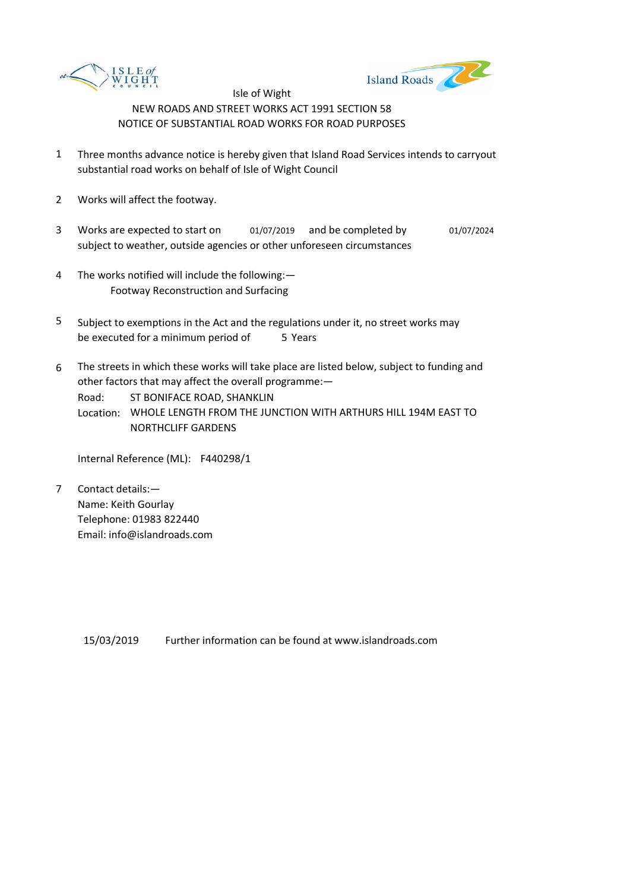Isle of Wight

NEW ROADS AND STREET WORKS ACT 1991 SECTION 58

NOTICE OF SUBSTANTIAL ROAD WORKS FOR ROAD PURPOSES

1. Three months advance notice is hereby given that Island Road Services intends to carryout substantial road works on behalf of Isle of Wight Council

2. Works will affect the footway.

3. Works are expected to start on 01/07/2019 and be completed by 01/07/2024 subject to weather, outside agencies or other unforeseen circumstances

4. The works notified will include the following:—
   Footway Reconstruction and Surfacing

5. Subject to exemptions in the Act and the regulations under it, no street works may be executed for a minimum period of 5 Years

6. The streets in which these works will take place are listed below, subject to funding and other factors that may affect the overall programme:—
   Road: ST BONIFACE ROAD, SHANKLIN
   Location: WHOLE LENGTH FROM THE JUNCTION WITH ARTHURS HILL 194M EAST TO NORTHCLIFF GARDENS

   Internal Reference (ML): F440298/1

7. Contact details:—
   Name: Keith Gourlay
   Telephone: 01983 822440
   Email: info@islandroads.com

15/03/2019 Further information can be found at www.islandroads.com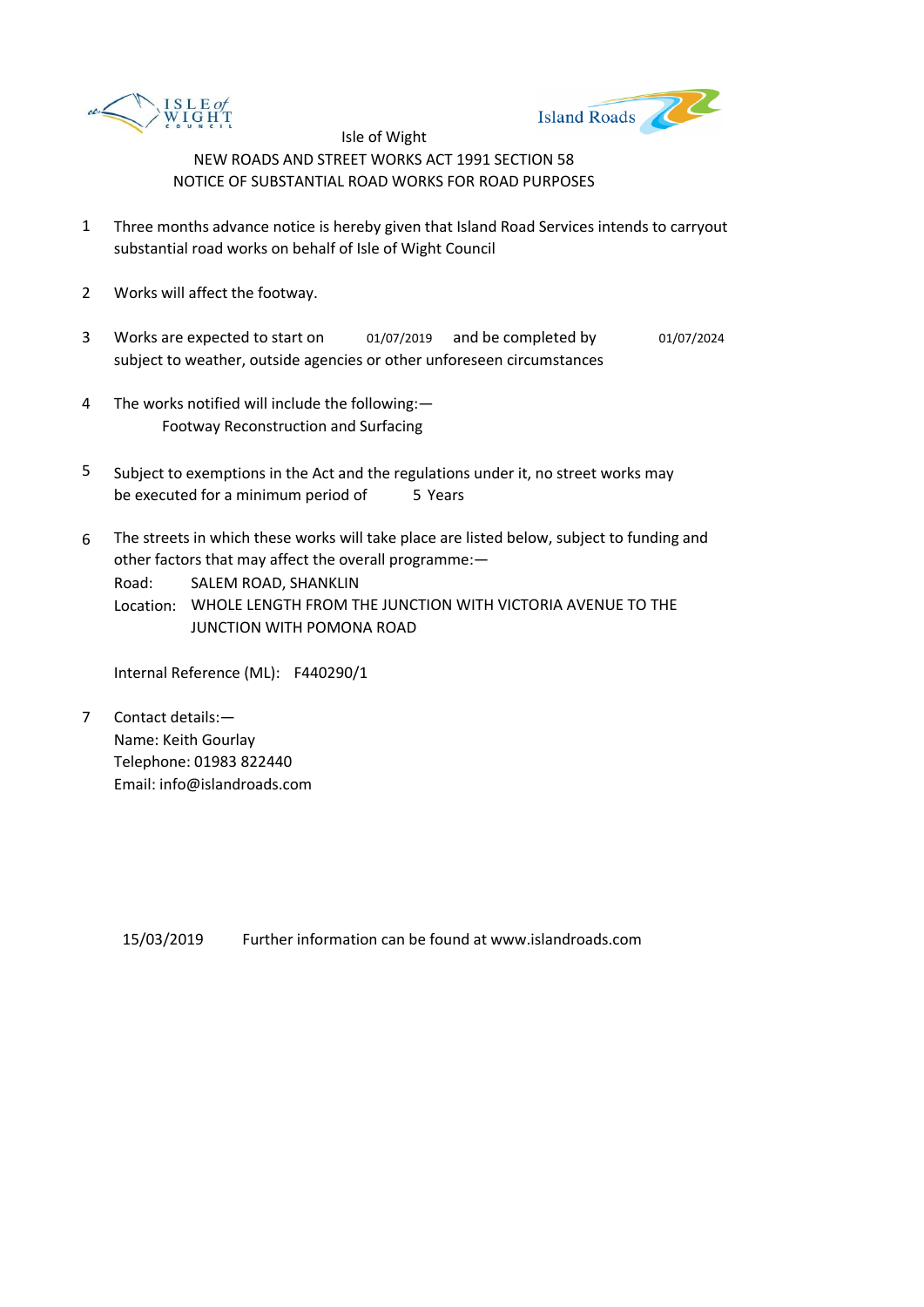Isle of Wight

NEW ROADS AND STREET WORKS ACT 1991 SECTION 58

NOTICE OF SUBSTANTIAL ROAD WORKS FOR ROAD PURPOSES

1. Three months advance notice is hereby given that Island Road Services intends to carryout substantial road works on behalf of Isle of Wight Council

2. Works will affect the footway.

3. Works are expected to start on 01/07/2019 and be completed by 01/07/2024 subject to weather, outside agencies or other unforeseen circumstances

4. The works notified will include the following:—
   Footway Reconstruction and Surfacing

5. Subject to exemptions in the Act and the regulations under it, no street works may be executed for a minimum period of 5 Years

6. The streets in which these works will take place are listed below, subject to funding and other factors that may affect the overall programme:—
   Road: SALEM ROAD, SHANKLIN
   Location: WHOLE LENGTH FROM THE JUNCTION WITH VICTORIA AVENUE TO THE JUNCTION WITH POMONA ROAD

   Internal Reference (ML): F440290/1

7. Contact details:—
   Name: Keith Gourlay
   Telephone: 01983 822440
   Email: info@islandroads.com

15/03/2019 Further information can be found at www.islandroads.com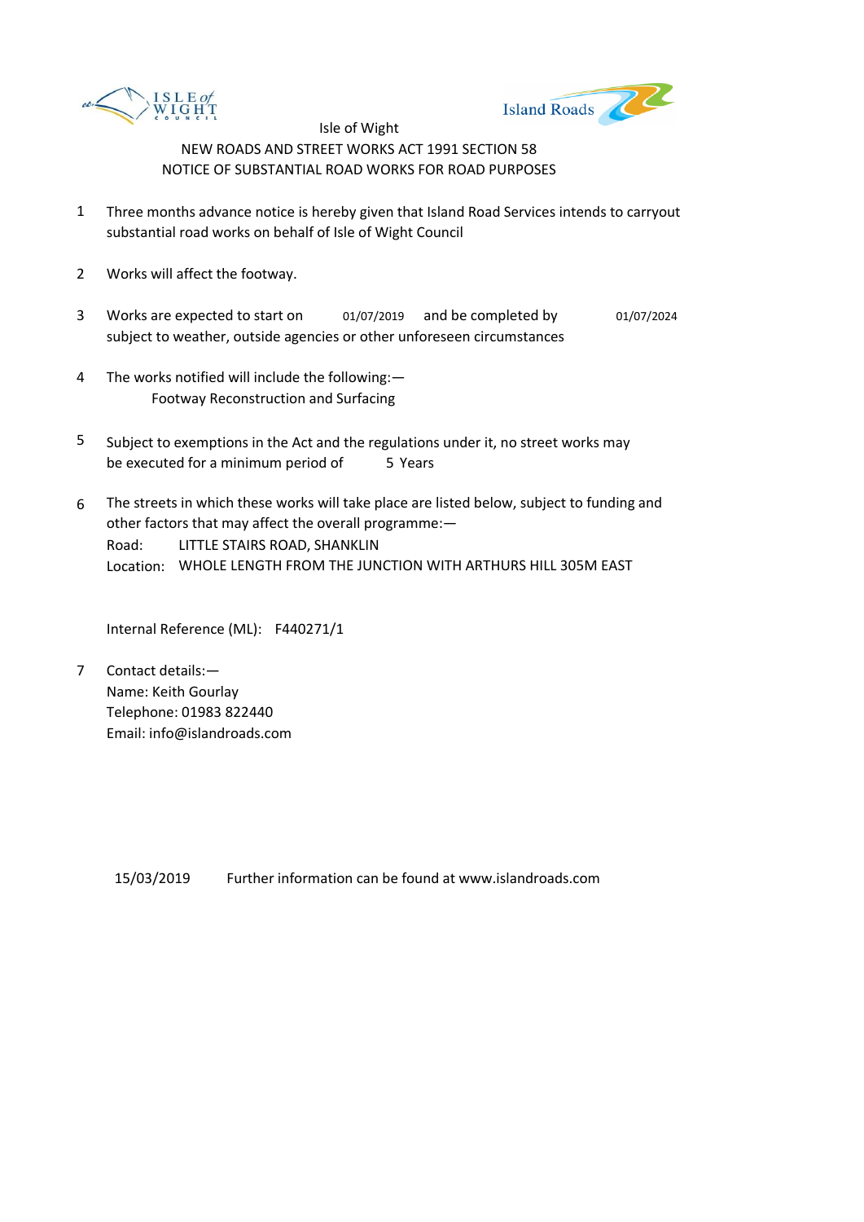Isle of Wight

NEW ROADS AND STREET WORKS ACT 1991 SECTION 58

NOTICE OF SUBSTANTIAL ROAD WORKS FOR ROAD PURPOSES

1. Three months advance notice is hereby given that Island Road Services intends to carryout substantial road works on behalf of Isle of Wight Council

2. Works will affect the footway.

3. Works are expected to start on 01/07/2019 and be completed by 01/07/2024 subject to weather, outside agencies or other unforeseen circumstances

4. The works notified will include the following:—
   Footway Reconstruction and Surfacing

5. Subject to exemptions in the Act and the regulations under it, no street works may be executed for a minimum period of 5 Years

6. The streets in which these works will take place are listed below, subject to funding and other factors that may affect the overall programme:—
   Road: LITTLE STAIRS ROAD, SHANKLIN
   Location: WHOLE LENGTH FROM THE JUNCTION WITH ARTHURS HILL 305M EAST

   Internal Reference (ML): F440271/1

7. Contact details:—
   Name: Keith Gourlay
   Telephone: 01983 822440
   Email: info@islandroads.com

15/03/2019 Further information can be found at www.islandroads.com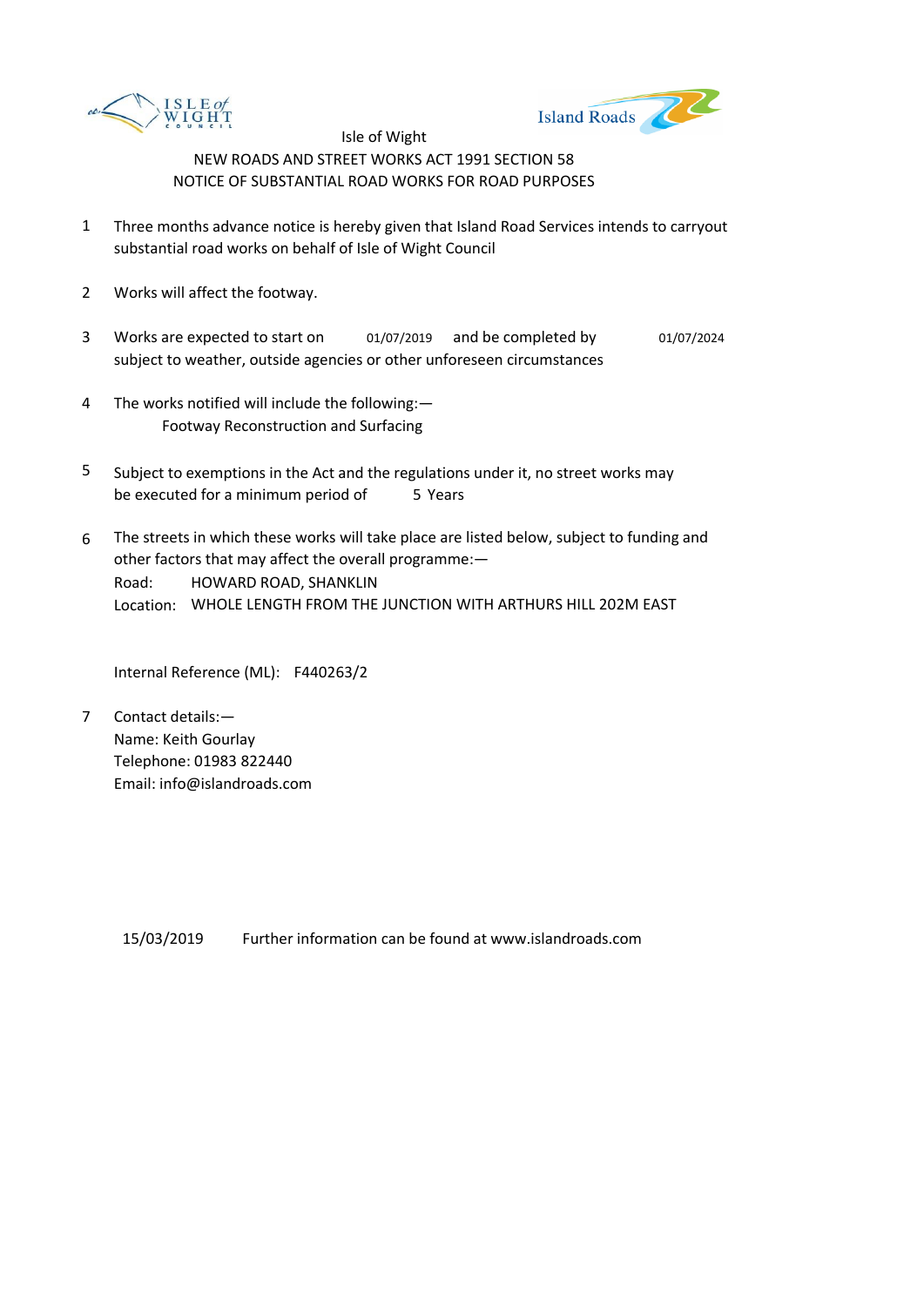ISLE of WIGHT COUNCIL

Island Roads

Isle of Wight

NEW ROADS AND STREET WORKS ACT 1991 SECTION 58

NOTICE OF SUBSTANTIAL ROAD WORKS FOR ROAD PURPOSES

1. Three months advance notice is hereby given that Island Road Services intends to carryout substantial road works on behalf of Isle of Wight Council

2. Works will affect the footway.

3. Works are expected to start on 01/07/2019 and be completed by 01/07/2024 subject to weather, outside agencies or other unforeseen circumstances

4. The works notified will include the following:—
   Footway Reconstruction and Surfacing

5. Subject to exemptions in the Act and the regulations under it, no street works may be executed for a minimum period of 5 Years

6. The streets in which these works will take place are listed below, subject to funding and other factors that may affect the overall programme:—
   Road: HOWARD ROAD, SHANKLIN
   Location: WHOLE LENGTH FROM THE JUNCTION WITH ARTHURS HILL 202M EAST

   Internal Reference (ML): F440263/2

7. Contact details:—
   Name: Keith Gourlay
   Telephone: 01983 822440
   Email: info@islandroads.com

15/03/2019 Further information can be found at www.islandroads.com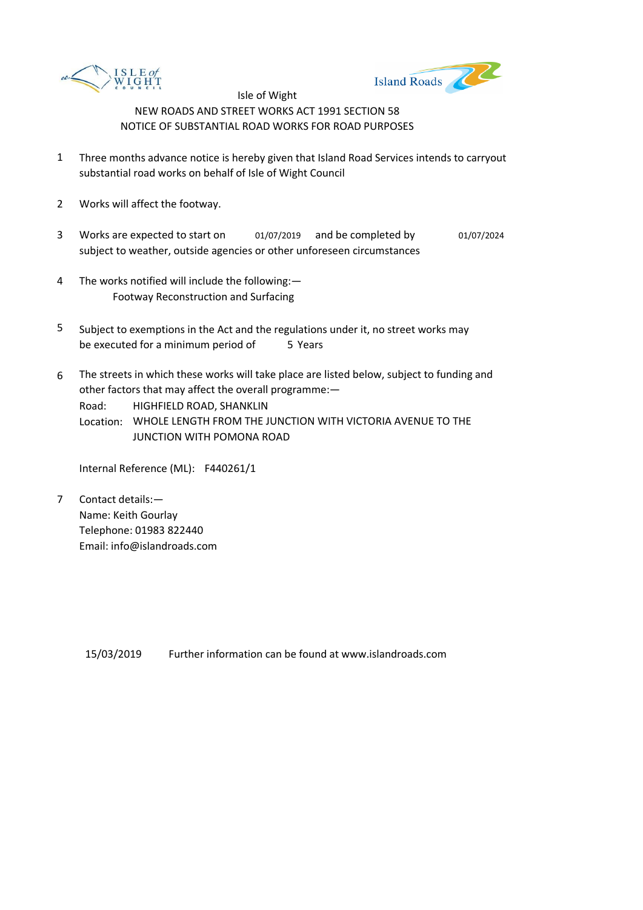Isle of Wight

NEW ROADS AND STREET WORKS ACT 1991 SECTION 58

NOTICE OF SUBSTANTIAL ROAD WORKS FOR ROAD PURPOSES

1. Three months advance notice is hereby given that Island Road Services intends to carryout substantial road works on behalf of Isle of Wight Council

2. Works will affect the footway.

3. Works are expected to start on 01/07/2019 and be completed by 01/07/2024 subject to weather, outside agencies or other unforeseen circumstances

4. The works notified will include the following:—
   Footway Reconstruction and Surfacing

5. Subject to exemptions in the Act and the regulations under it, no street works may be executed for a minimum period of 5 Years

6. The streets in which these works will take place are listed below, subject to funding and other factors that may affect the overall programme:—
   Road: HIGHFIELD ROAD, SHANKLIN
   Location: WHOLE LENGTH FROM THE JUNCTION WITH VICTORIA AVENUE TO THE JUNCTION WITH POMONA ROAD

   Internal Reference (ML): F440261/1

7. Contact details:—
   Name: Keith Gourlay
   Telephone: 01983 822440
   Email: info@islandroads.com

15/03/2019 Further information can be found at www.islandroads.com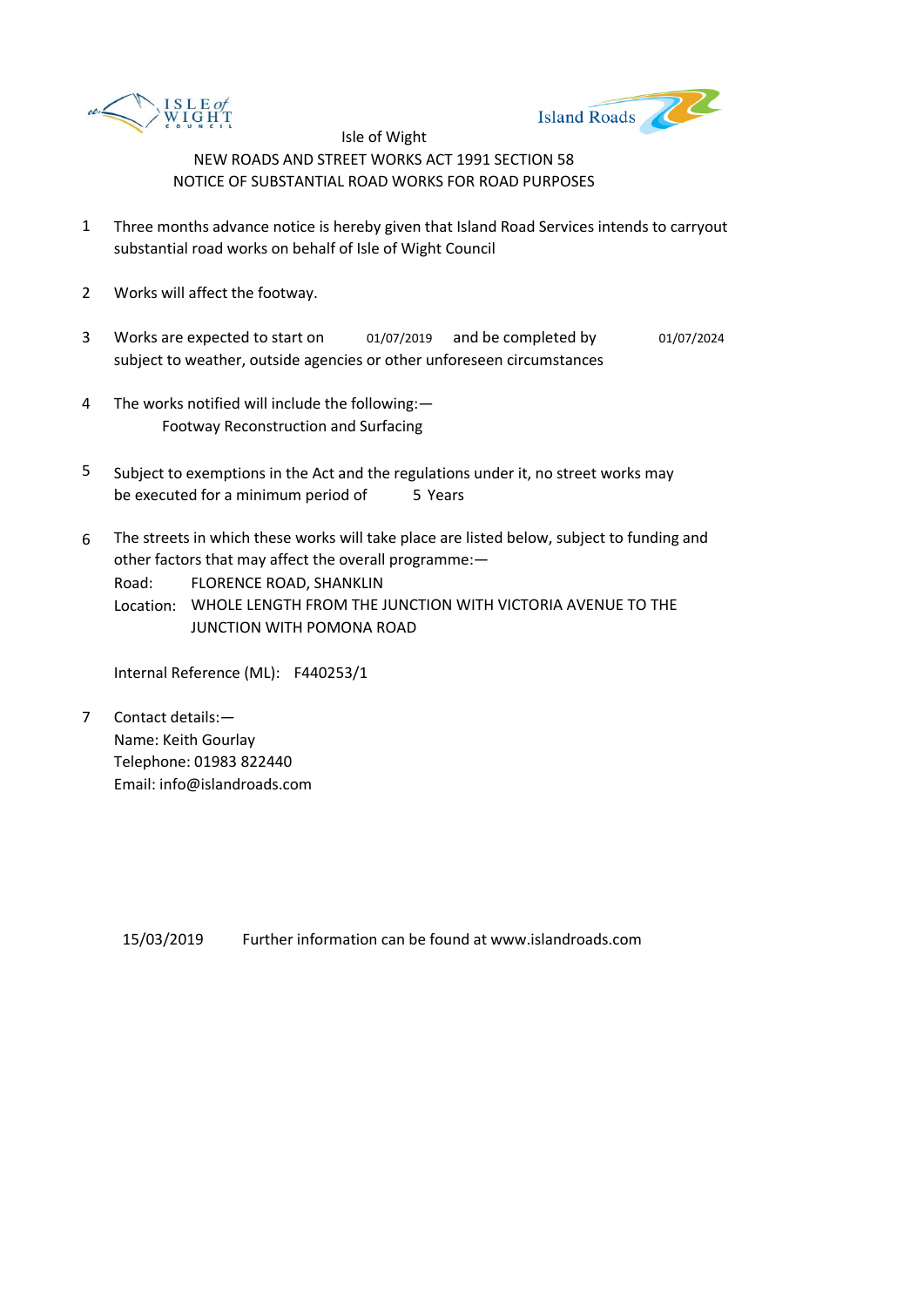Isle of Wight

NEW ROADS AND STREET WORKS ACT 1991 SECTION 58

NOTICE OF SUBSTANTIAL ROAD WORKS FOR ROAD PURPOSES

1. Three months advance notice is hereby given that Island Road Services intends to carryout substantial road works on behalf of Isle of Wight Council

2. Works will affect the footway.

3. Works are expected to start on 01/07/2019 and be completed by 01/07/2024 subject to weather, outside agencies or other unforeseen circumstances

4. The works notified will include the following:—
   Footway Reconstruction and Surfacing

5. Subject to exemptions in the Act and the regulations under it, no street works may be executed for a minimum period of 5 Years

6. The streets in which these works will take place are listed below, subject to funding and other factors that may affect the overall programme:—
   Road: FLORENCE ROAD, SHANKLIN
   Location: WHOLE LENGTH FROM THE JUNCTION WITH VICTORIA AVENUE TO THE JUNCTION WITH POMONA ROAD

   Internal Reference (ML): F440253/1

7. Contact details:—
   Name: Keith Gourlay
   Telephone: 01983 822440
   Email: info@islandroads.com

15/03/2019 Further information can be found at www.islandroads.com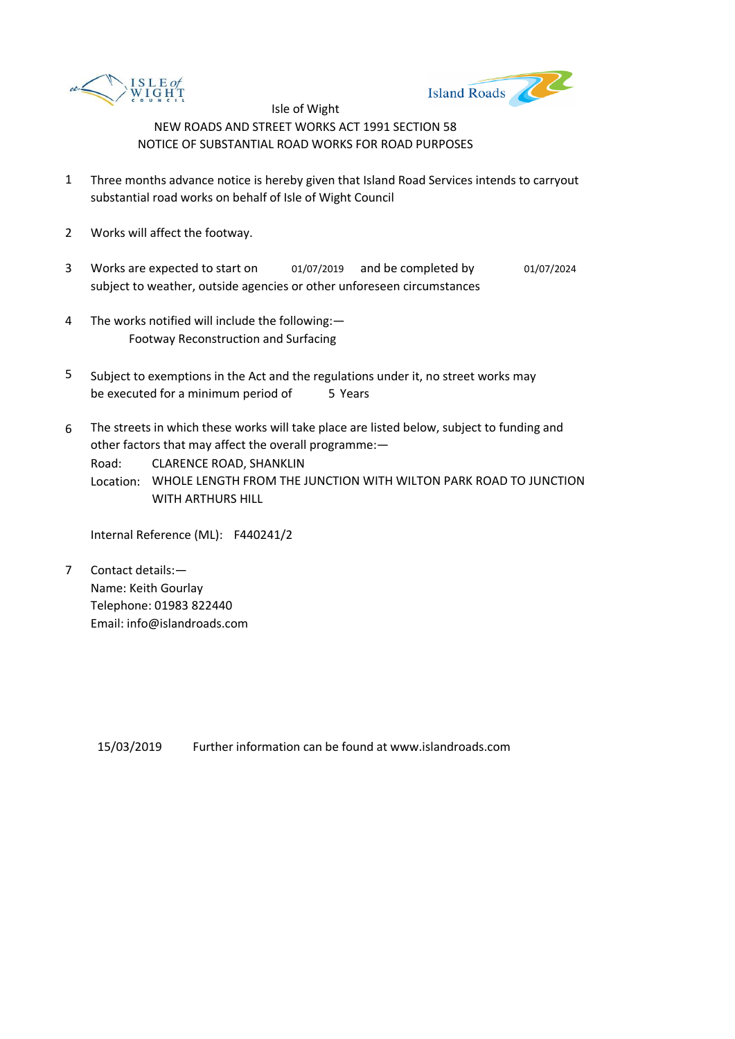Isle of Wight

NEW ROADS AND STREET WORKS ACT 1991 SECTION 58

NOTICE OF SUBSTANTIAL ROAD WORKS FOR ROAD PURPOSES

1. Three months advance notice is hereby given that Island Road Services intends to carryout substantial road works on behalf of Isle of Wight Council

2. Works will affect the footway.

3. Works are expected to start on 01/07/2019 and be completed by 01/07/2024 subject to weather, outside agencies or other unforeseen circumstances

4. The works notified will include the following:—
   Footway Reconstruction and Surfacing

5. Subject to exemptions in the Act and the regulations under it, no street works may be executed for a minimum period of 5 Years

6. The streets in which these works will take place are listed below, subject to funding and other factors that may affect the overall programme:—
   Road: CLARENCE ROAD, SHANKLIN
   Location: WHOLE LENGTH FROM THE JUNCTION WITH WILTON PARK ROAD TO JUNCTION WITH ARTHURS HILL

   Internal Reference (ML): F440241/2

7. Contact details:—
   Name: Keith Gourlay
   Telephone: 01983 822440
   Email: info@islandroads.com

15/03/2019 Further information can be found at www.islandroads.com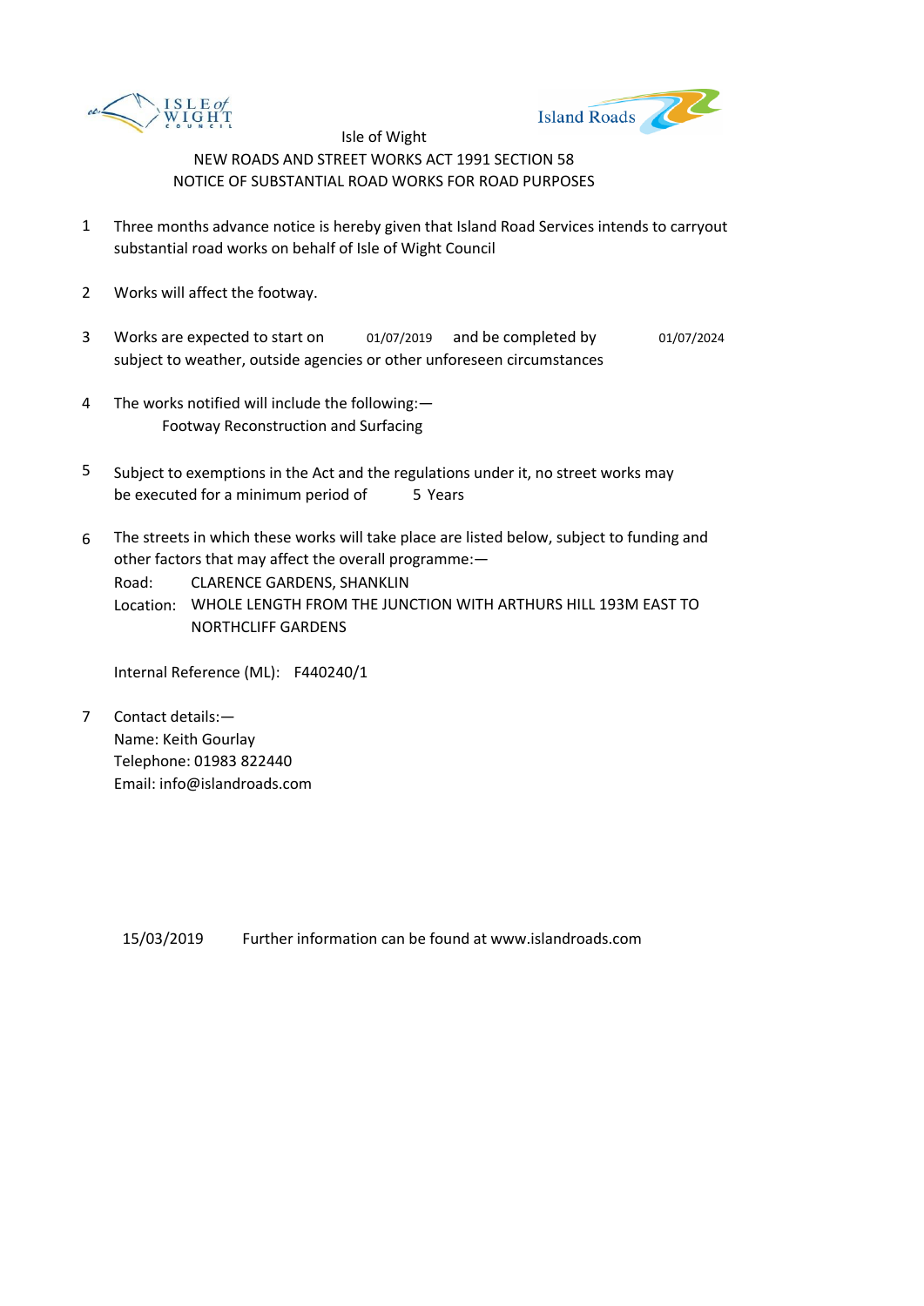Isle of Wight

NEW ROADS AND STREET WORKS ACT 1991 SECTION 58

NOTICE OF SUBSTANTIAL ROAD WORKS FOR ROAD PURPOSES

1. Three months advance notice is hereby given that Island Road Services intends to carryout substantial road works on behalf of Isle of Wight Council

2. Works will affect the footway.

3. Works are expected to start on 01/07/2019 and be completed by 01/07/2024 subject to weather, outside agencies or other unforeseen circumstances

4. The works notified will include the following:—
   Footway Reconstruction and Surfacing

5. Subject to exemptions in the Act and the regulations under it, no street works may be executed for a minimum period of 5 Years

6. The streets in which these works will take place are listed below, subject to funding and other factors that may affect the overall programme:—
   Road: CLARENCE GARDENS, SHANKLIN
   Location: WHOLE LENGTH FROM THE JUNCTION WITH ARTHURS HILL 193M EAST TO NORTHCLIFF GARDENS

   Internal Reference (ML): F440240/1

7. Contact details:—
   Name: Keith Gourlay
   Telephone: 01983 822440
   Email: info@islandroads.com

15/03/2019 Further information can be found at www.islandroads.com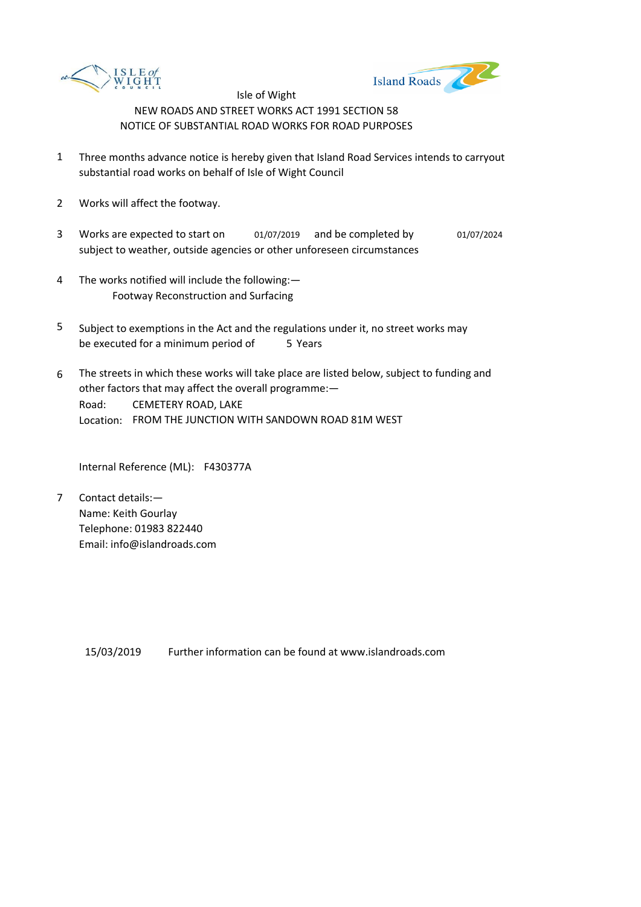Isle of Wight

NEW ROADS AND STREET WORKS ACT 1991 SECTION 58

NOTICE OF SUBSTANTIAL ROAD WORKS FOR ROAD PURPOSES

1. Three months advance notice is hereby given that Island Road Services intends to carryout substantial road works on behalf of Isle of Wight Council

2. Works will affect the footway.

3. Works are expected to start on 01/07/2019 and be completed by 01/07/2024 subject to weather, outside agencies or other unforeseen circumstances

4. The works notified will include the following:—
   Footway Reconstruction and Surfacing

5. Subject to exemptions in the Act and the regulations under it, no street works may be executed for a minimum period of 5 Years

6. The streets in which these works will take place are listed below, subject to funding and other factors that may affect the overall programme:—
   Road: CEMETERY ROAD, LAKE
   Location: FROM THE JUNCTION WITH SANDOWN ROAD 81M WEST

   Internal Reference (ML): F430377A

7. Contact details:—
   Name: Keith Gourlay
   Telephone: 01983 822440
   Email: info@islandroads.com

15/03/2019 Further information can be found at www.islandroads.com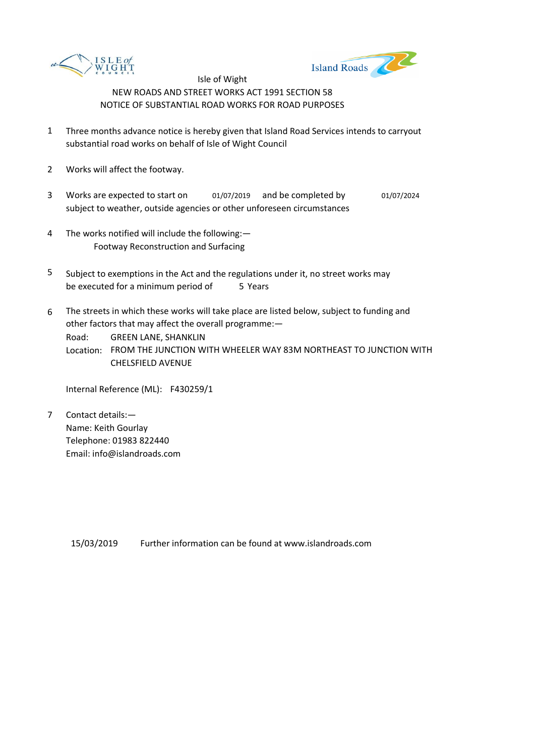Isle of Wight

NEW ROADS AND STREET WORKS ACT 1991 SECTION 58

NOTICE OF SUBSTANTIAL ROAD WORKS FOR ROAD PURPOSES

1. Three months advance notice is hereby given that Island Road Services intends to carryout substantial road works on behalf of Isle of Wight Council

2. Works will affect the footway.

3. Works are expected to start on 01/07/2019 and be completed by 01/07/2024 subject to weather, outside agencies or other unforeseen circumstances

4. The works notified will include the following:—
   Footway Reconstruction and Surfacing

5. Subject to exemptions in the Act and the regulations under it, no street works may be executed for a minimum period of 5 Years

6. The streets in which these works will take place are listed below, subject to funding and other factors that may affect the overall programme:—
   Road: GREEN LANE, SHANKLIN
   Location: FROM THE JUNCTION WITH WHEELER WAY 83M NORTHEAST TO JUNCTION WITH CHELSFIELD AVENUE

   Internal Reference (ML): F430259/1

7. Contact details:—
   Name: Keith Gourlay
   Telephone: 01983 822440
   Email: info@islandroads.com

15/03/2019 Further information can be found at www.islandroads.com